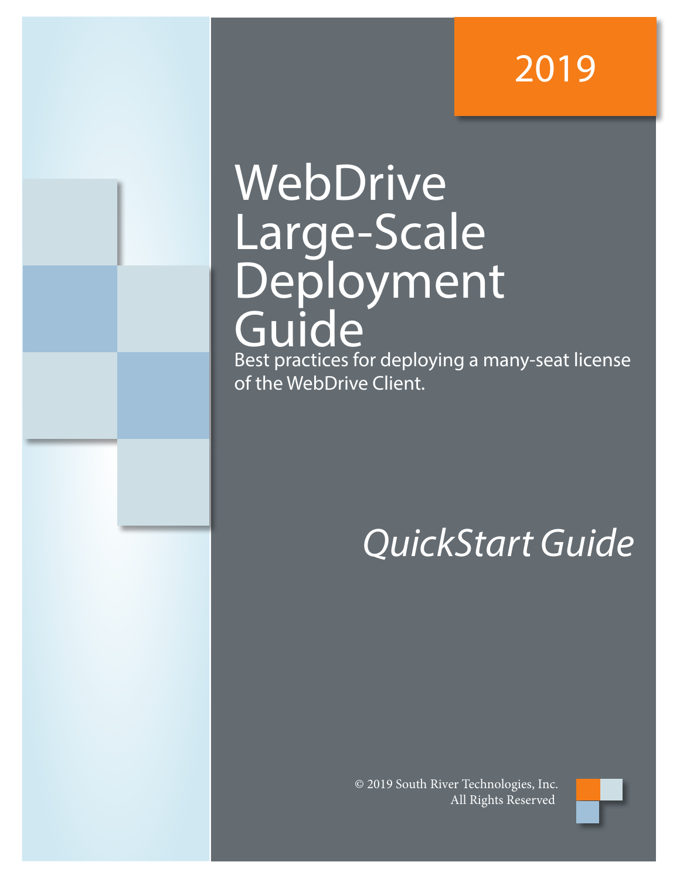2019

# WebDrive Large-Scale Deployment Guide

Best practices for deploying a many-seat license of the WebDrive Client.

*QuickStart Guide*

© 2019 South River Technologies, Inc.
All Rights Reserved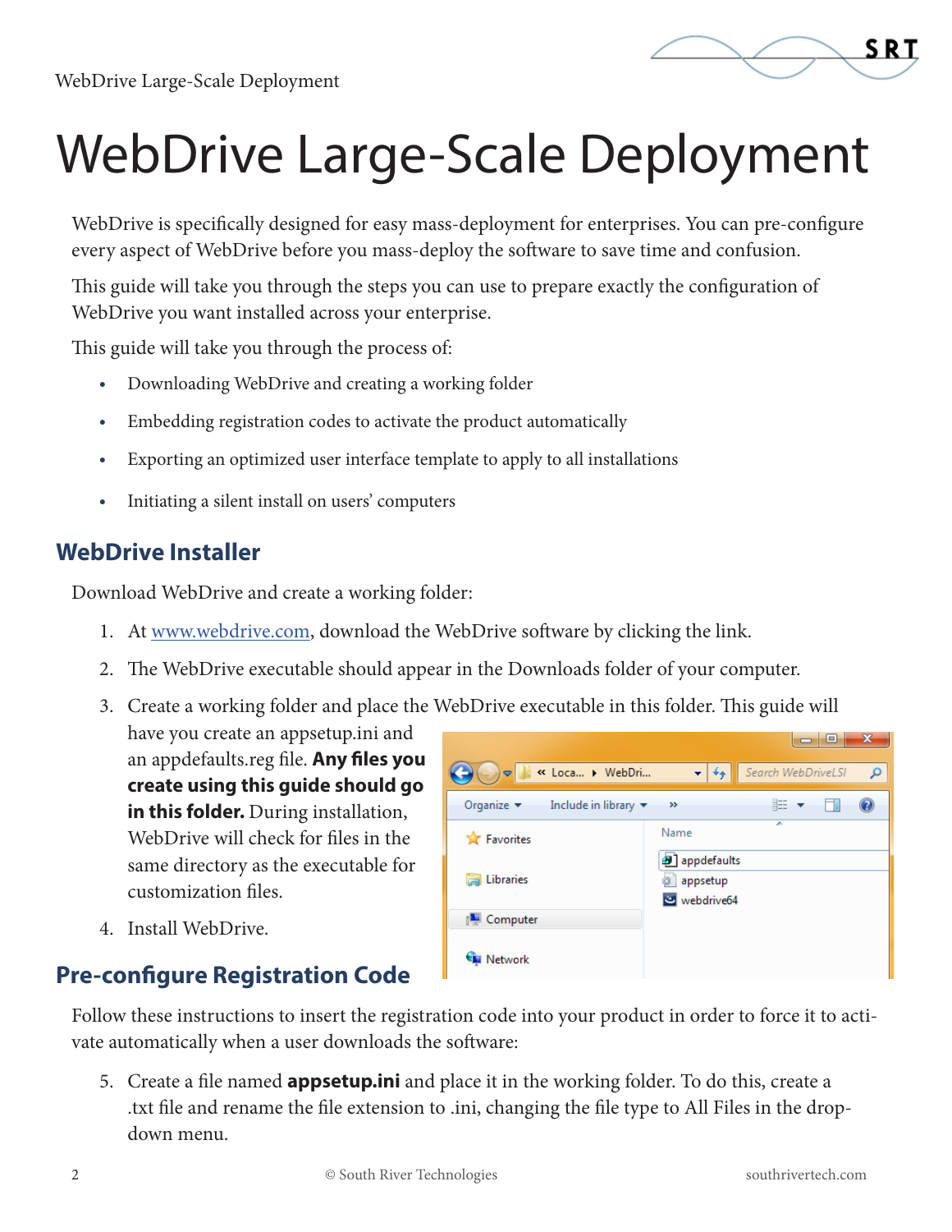# WebDrive Large-Scale Deployment

WebDrive is specifically designed for easy mass-deployment for enterprises. You can pre-configure every aspect of WebDrive before you mass-deploy the software to save time and confusion.

This guide will take you through the steps you can use to prepare exactly the configuration of WebDrive you want installed across your enterprise.

This guide will take you through the process of:

- Downloading WebDrive and creating a working folder
- Embedding registration codes to activate the product automatically
- Exporting an optimized user interface template to apply to all installations
- Initiating a silent install on users' computers

## WebDrive Installer

Download WebDrive and create a working folder:

1. At [www.webdrive.com](http://www.webdrive.com), download the WebDrive software by clicking the link.
2. The WebDrive executable should appear in the Downloads folder of your computer.
3. Create a working folder and place the WebDrive executable in this folder. This guide will have you create an appsetup.ini and an appdefaults.reg file. **Any files you create using this guide should go in this folder.** During installation, WebDrive will check for files in the same directory as the executable for customization files.
4. Install WebDrive.

## Pre-configure Registration Code

Follow these instructions to insert the registration code into your product in order to force it to activate automatically when a user downloads the software:

5. Create a file named **appsetup.ini** and place it in the working folder. To do this, create a .txt file and rename the file extension to .ini, changing the file type to All Files in the drop-down menu.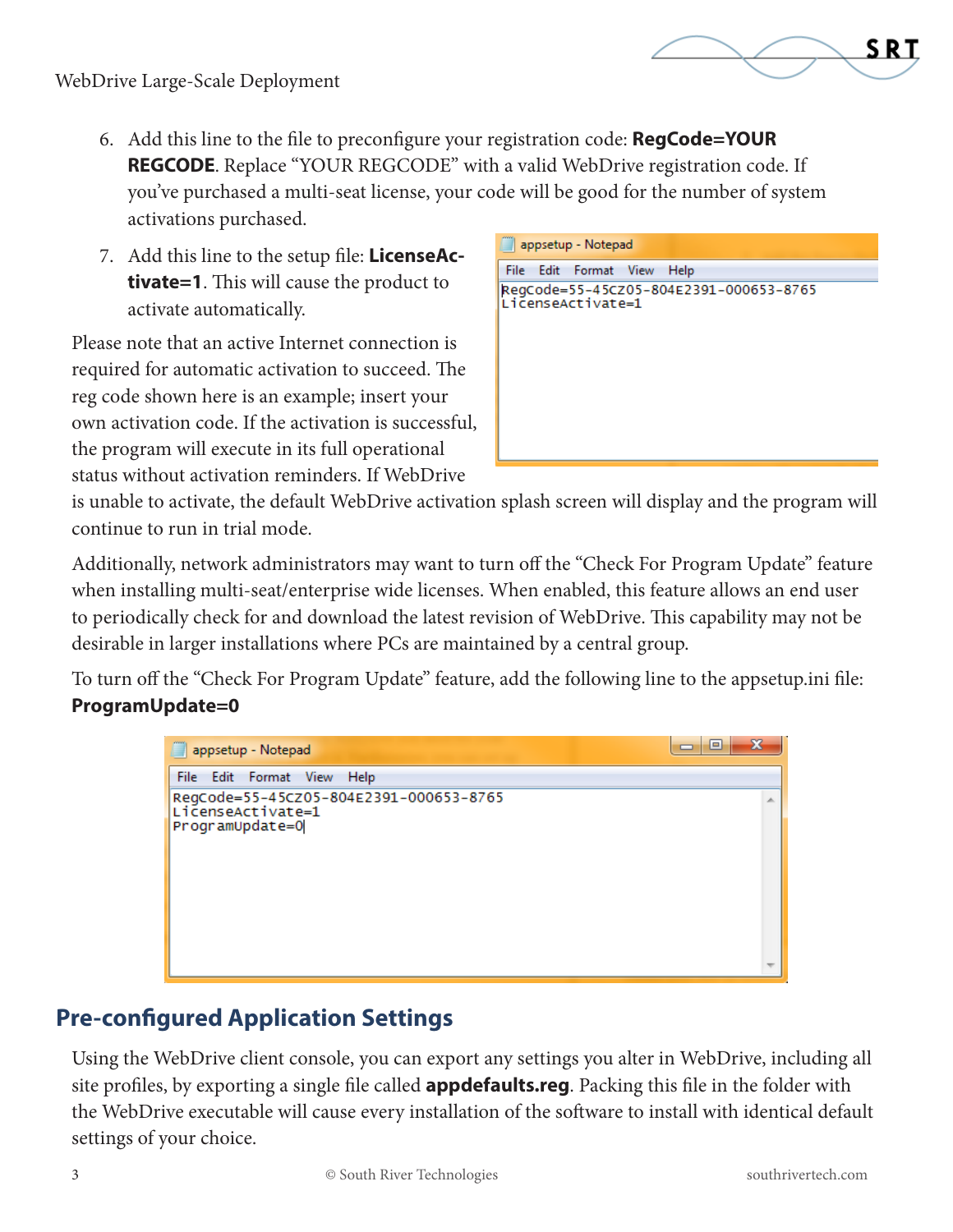6. Add this line to the file to preconfigure your registration code: **RegCode=YOUR REGCODE**. Replace "YOUR REGCODE" with a valid WebDrive registration code. If you've purchased a multi-seat license, your code will be good for the number of system activations purchased.

7. Add this line to the setup file: **LicenseActivate=1**. This will cause the product to activate automatically.

```
RegCode=55-45CZ05-804E2391-000653-8765
LicenseActivate=1
```

Please note that an active Internet connection is required for automatic activation to succeed. The reg code shown here is an example; insert your own activation code. If the activation is successful, the program will execute in its full operational status without activation reminders. If WebDrive is unable to activate, the default WebDrive activation splash screen will display and the program will continue to run in trial mode.

Additionally, network administrators may want to turn off the "Check For Program Update" feature when installing multi-seat/enterprise wide licenses. When enabled, this feature allows an end user to periodically check for and download the latest revision of WebDrive. This capability may not be desirable in larger installations where PCs are maintained by a central group.

To turn off the "Check For Program Update" feature, add the following line to the appsetup.ini file: **ProgramUpdate=0**

```
RegCode=55-45CZ05-804E2391-000653-8765
LicenseActivate=1
ProgramUpdate=0
```

## Pre-configured Application Settings

Using the WebDrive client console, you can export any settings you alter in WebDrive, including all site profiles, by exporting a single file called **appdefaults.reg**. Packing this file in the folder with the WebDrive executable will cause every installation of the software to install with identical default settings of your choice.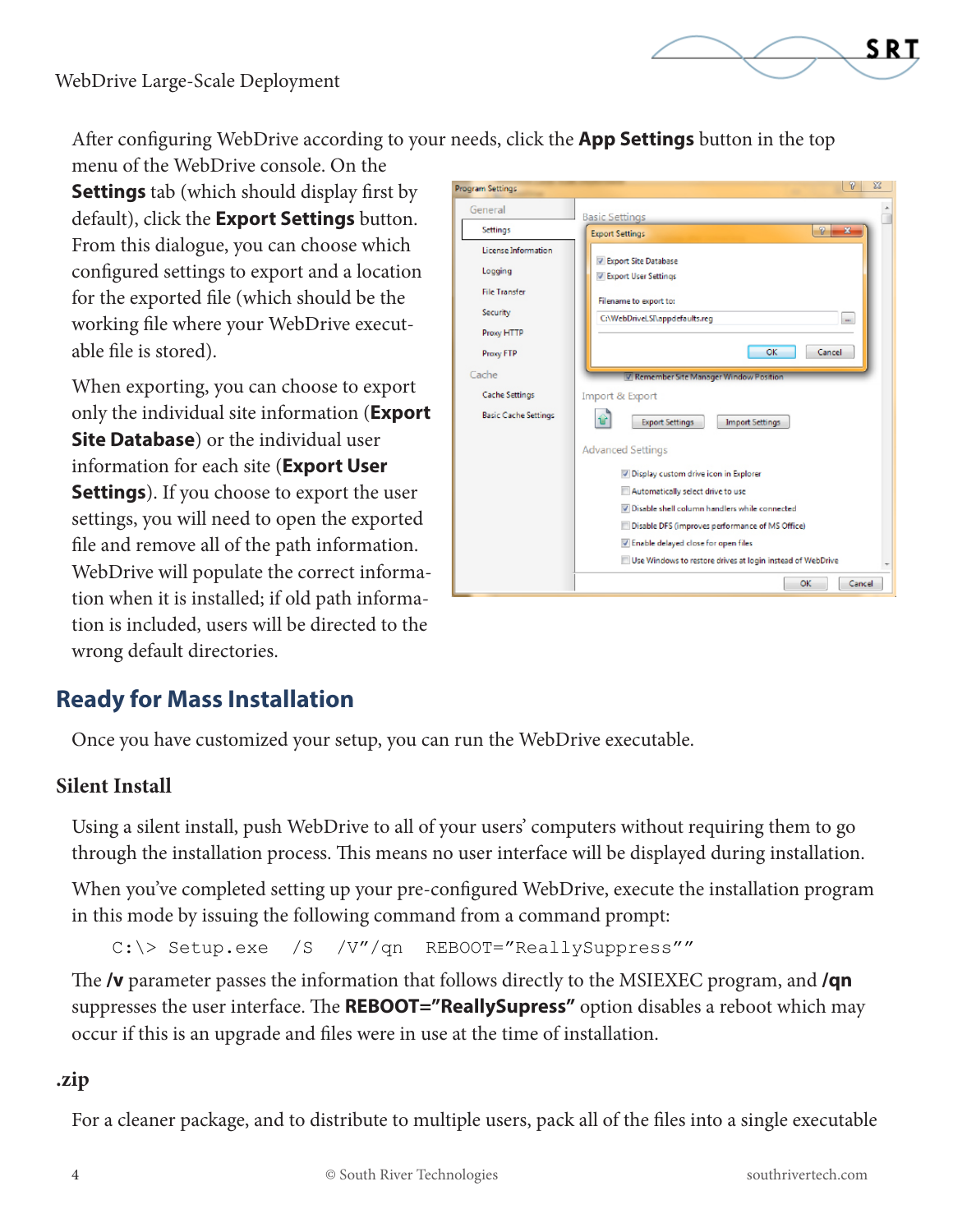After configuring WebDrive according to your needs, click the **App Settings** button in the top menu of the WebDrive console. On the **Settings** tab (which should display first by default), click the **Export Settings** button. From this dialogue, you can choose which configured settings to export and a location for the exported file (which should be the working file where your WebDrive executable file is stored).

When exporting, you can choose to export only the individual site information (**Export Site Database**) or the individual user information for each site (**Export User Settings**). If you choose to export the user settings, you will need to open the exported file and remove all of the path information. WebDrive will populate the correct information when it is installed; if old path information is included, users will be directed to the wrong default directories.

## Ready for Mass Installation

Once you have customized your setup, you can run the WebDrive executable.

### Silent Install

Using a silent install, push WebDrive to all of your users' computers without requiring them to go through the installation process. This means no user interface will be displayed during installation.

When you've completed setting up your pre-configured WebDrive, execute the installation program in this mode by issuing the following command from a command prompt:

```
C:\> Setup.exe  /S  /V"/qn  REBOOT="ReallySuppress""
```

The **/v** parameter passes the information that follows directly to the MSIEXEC program, and **/qn** suppresses the user interface. The **REBOOT="ReallySupress"** option disables a reboot which may occur if this is an upgrade and files were in use at the time of installation.

### .zip

For a cleaner package, and to distribute to multiple users, pack all of the files into a single executable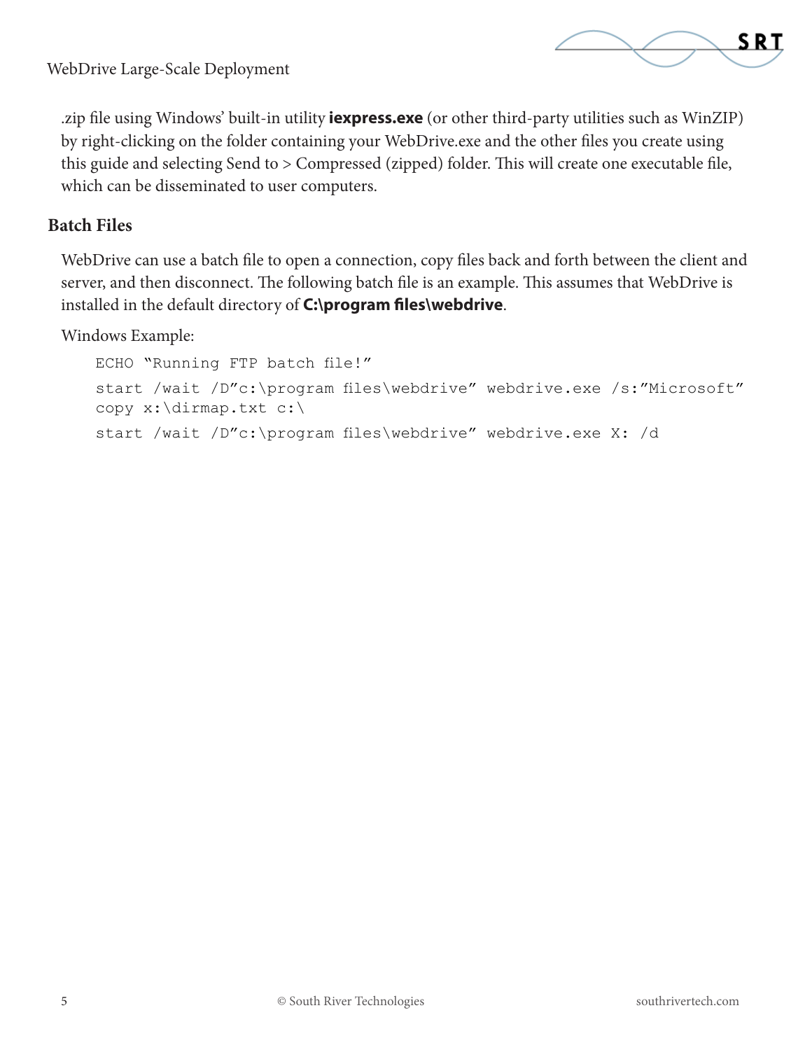.zip file using Windows' built-in utility **iexpress.exe** (or other third-party utilities such as WinZIP) by right-clicking on the folder containing your WebDrive.exe and the other files you create using this guide and selecting Send to > Compressed (zipped) folder. This will create one executable file, which can be disseminated to user computers.

## Batch Files

WebDrive can use a batch file to open a connection, copy files back and forth between the client and server, and then disconnect. The following batch file is an example. This assumes that WebDrive is installed in the default directory of **C:\program files\webdrive**.

Windows Example:

```
ECHO "Running FTP batch file!"
start /wait /D"c:\program files\webdrive" webdrive.exe /s:"Microsoft"
copy x:\dirmap.txt c:\
start /wait /D"c:\program files\webdrive" webdrive.exe X: /d
```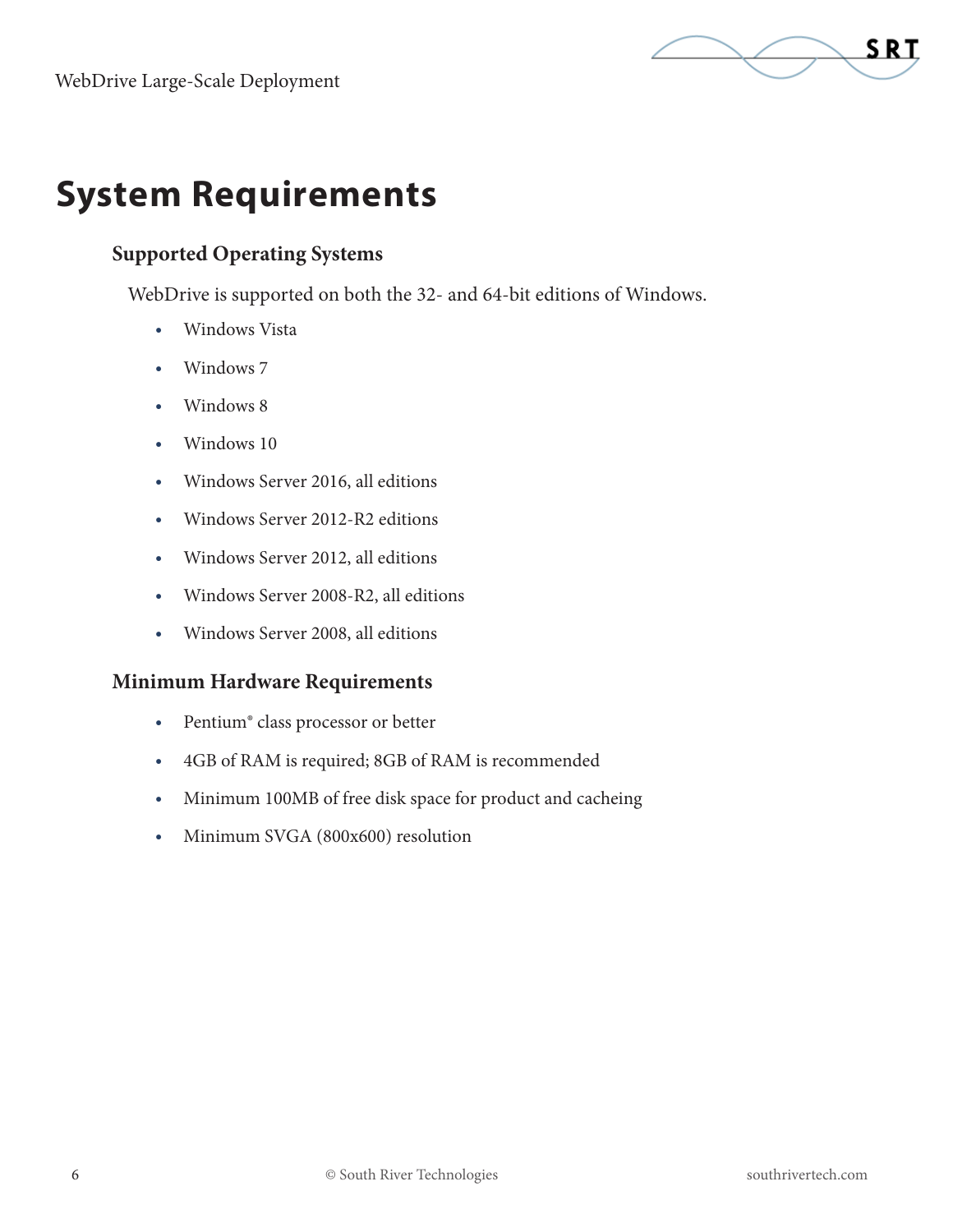# System Requirements

## Supported Operating Systems

WebDrive is supported on both the 32- and 64-bit editions of Windows.

- Windows Vista
- Windows 7
- Windows 8
- Windows 10
- Windows Server 2016, all editions
- Windows Server 2012-R2 editions
- Windows Server 2012, all editions
- Windows Server 2008-R2, all editions
- Windows Server 2008, all editions

## Minimum Hardware Requirements

- Pentium® class processor or better
- 4GB of RAM is required; 8GB of RAM is recommended
- Minimum 100MB of free disk space for product and cacheing
- Minimum SVGA (800x600) resolution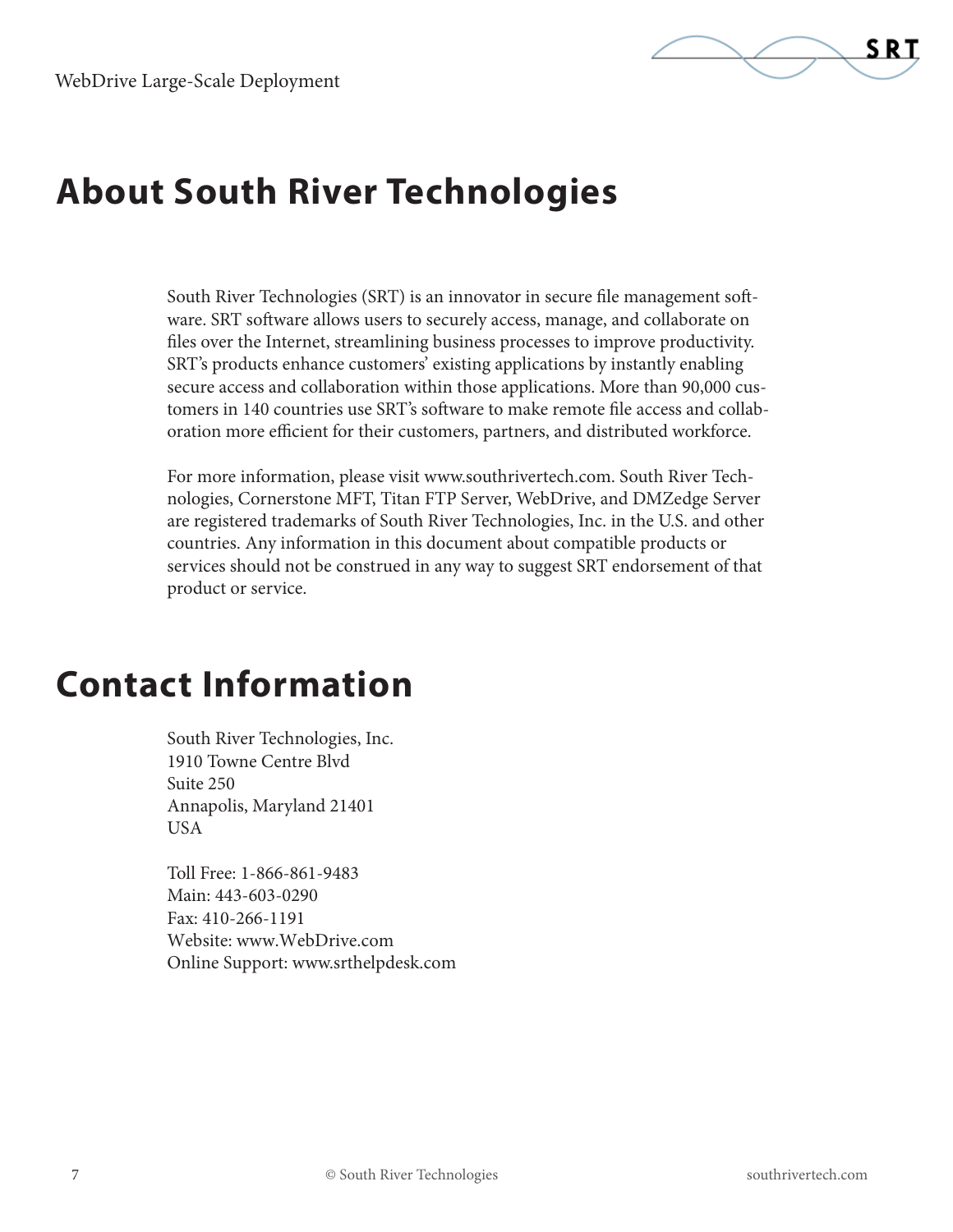# About South River Technologies

South River Technologies (SRT) is an innovator in secure file management software. SRT software allows users to securely access, manage, and collaborate on files over the Internet, streamlining business processes to improve productivity. SRT's products enhance customers' existing applications by instantly enabling secure access and collaboration within those applications. More than 90,000 customers in 140 countries use SRT's software to make remote file access and collaboration more efficient for their customers, partners, and distributed workforce.

For more information, please visit www.southrivertech.com. South River Technologies, Cornerstone MFT, Titan FTP Server, WebDrive, and DMZedge Server are registered trademarks of South River Technologies, Inc. in the U.S. and other countries. Any information in this document about compatible products or services should not be construed in any way to suggest SRT endorsement of that product or service.

# Contact Information

South River Technologies, Inc.
1910 Towne Centre Blvd
Suite 250
Annapolis, Maryland 21401
USA

Toll Free: 1-866-861-9483
Main: 443-603-0290
Fax: 410-266-1191
Website: www.WebDrive.com
Online Support: www.srthelpdesk.com